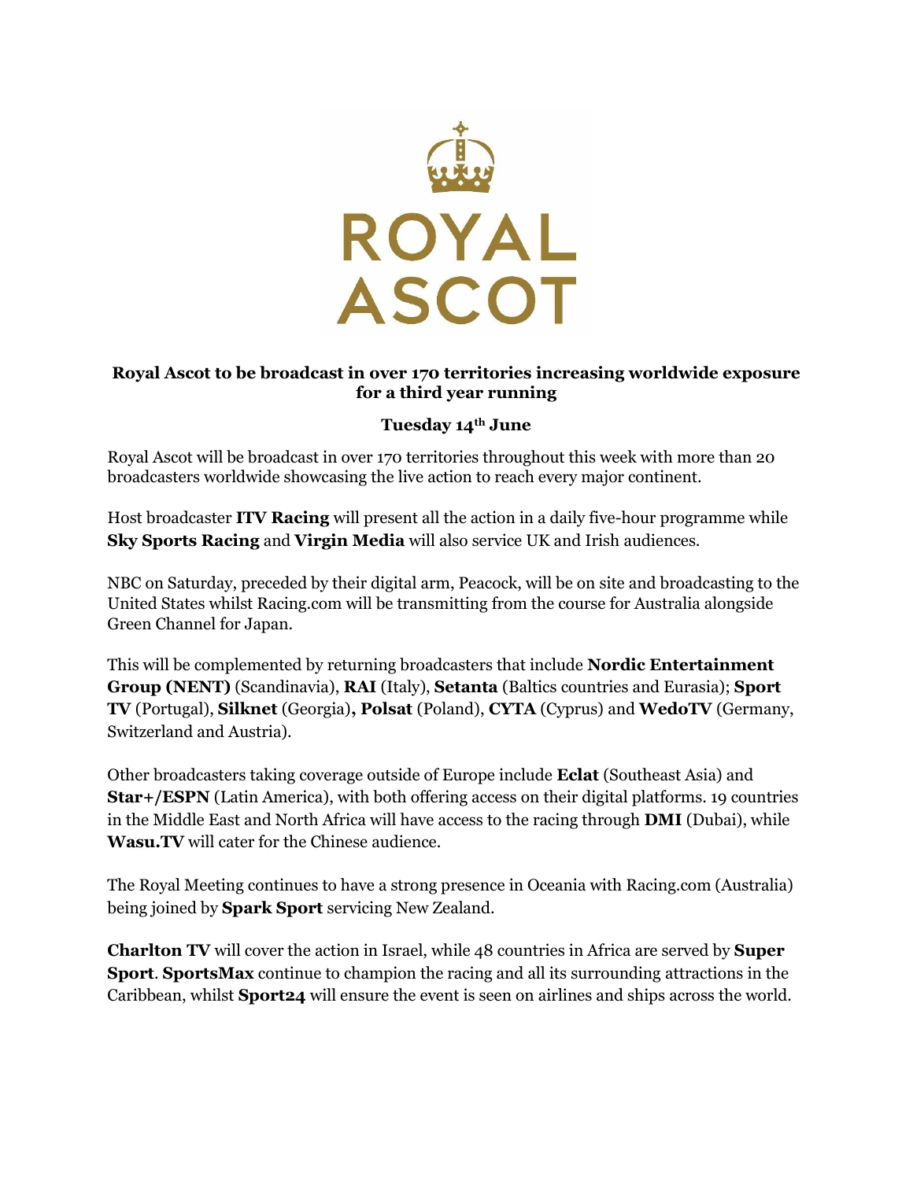ROYAL ASCOT

**Royal Ascot to be broadcast in over 170 territories increasing worldwide exposure for a third year running**

**Tuesday 14th June**

Royal Ascot will be broadcast in over 170 territories throughout this week with more than 20 broadcasters worldwide showcasing the live action to reach every major continent.

Host broadcaster **ITV Racing** will present all the action in a daily five-hour programme while **Sky Sports Racing** and **Virgin Media** will also service UK and Irish audiences.

NBC on Saturday, preceded by their digital arm, Peacock, will be on site and broadcasting to the United States whilst Racing.com will be transmitting from the course for Australia alongside Green Channel for Japan.

This will be complemented by returning broadcasters that include **Nordic Entertainment Group (NENT)** (Scandinavia), **RAI** (Italy), **Setanta** (Baltics countries and Eurasia); **Sport TV** (Portugal), **Silknet** (Georgia)**, Polsat** (Poland), **CYTA** (Cyprus) and **WedoTV** (Germany, Switzerland and Austria).

Other broadcasters taking coverage outside of Europe include **Eclat** (Southeast Asia) and **Star+/ESPN** (Latin America), with both offering access on their digital platforms. 19 countries in the Middle East and North Africa will have access to the racing through **DMI** (Dubai), while **Wasu.TV** will cater for the Chinese audience.

The Royal Meeting continues to have a strong presence in Oceania with Racing.com (Australia) being joined by **Spark Sport** servicing New Zealand.

**Charlton TV** will cover the action in Israel, while 48 countries in Africa are served by **Super Sport**. **SportsMax** continue to champion the racing and all its surrounding attractions in the Caribbean, whilst **Sport24** will ensure the event is seen on airlines and ships across the world.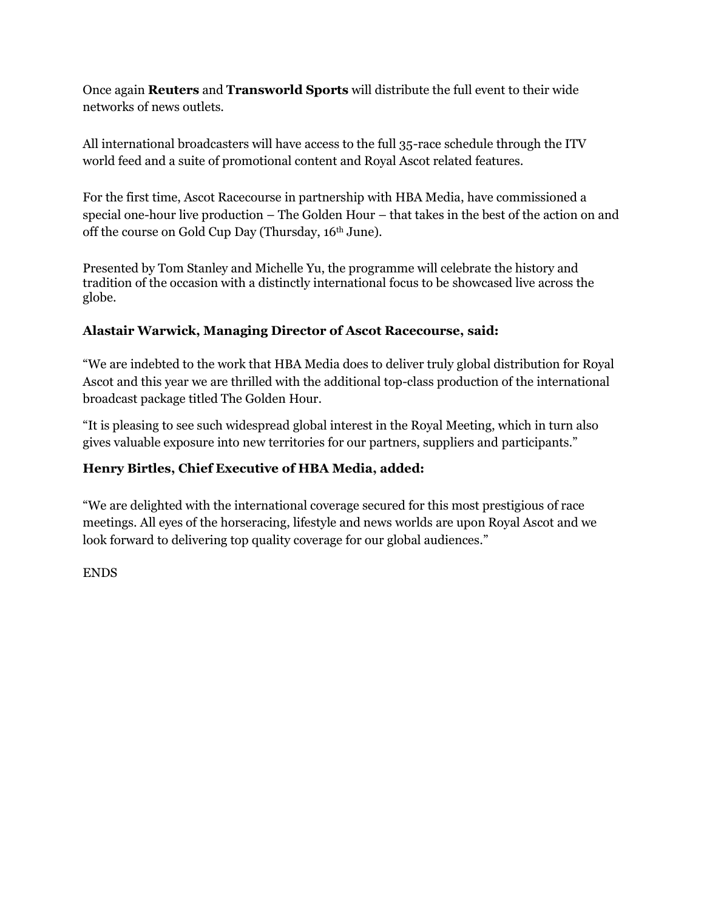Once again **Reuters** and **Transworld Sports** will distribute the full event to their wide networks of news outlets.

All international broadcasters will have access to the full 35-race schedule through the ITV world feed and a suite of promotional content and Royal Ascot related features.

For the first time, Ascot Racecourse in partnership with HBA Media, have commissioned a special one-hour live production – The Golden Hour – that takes in the best of the action on and off the course on Gold Cup Day (Thursday, 16th June).

Presented by Tom Stanley and Michelle Yu, the programme will celebrate the history and tradition of the occasion with a distinctly international focus to be showcased live across the globe.

**Alastair Warwick, Managing Director of Ascot Racecourse, said:**

"We are indebted to the work that HBA Media does to deliver truly global distribution for Royal Ascot and this year we are thrilled with the additional top-class production of the international broadcast package titled The Golden Hour.

"It is pleasing to see such widespread global interest in the Royal Meeting, which in turn also gives valuable exposure into new territories for our partners, suppliers and participants."

**Henry Birtles, Chief Executive of HBA Media, added:**

"We are delighted with the international coverage secured for this most prestigious of race meetings. All eyes of the horseracing, lifestyle and news worlds are upon Royal Ascot and we look forward to delivering top quality coverage for our global audiences."

ENDS